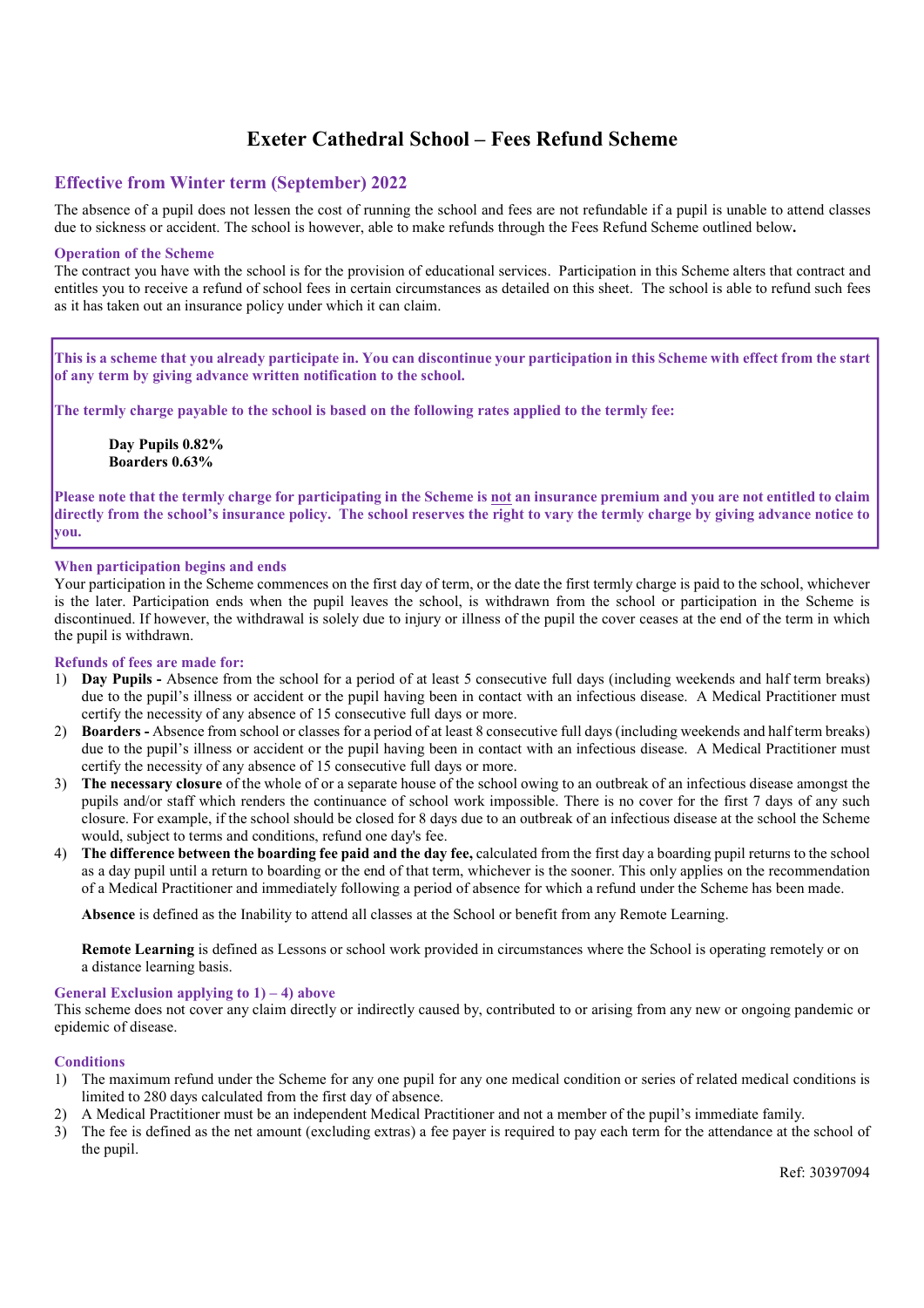# Exeter Cathedral School – Fees Refund Scheme

## Effective from Winter term (September) 2022

The absence of a pupil does not lessen the cost of running the school and fees are not refundable if a pupil is unable to attend classes due to sickness or accident. The school is however, able to make refunds through the Fees Refund Scheme outlined below**.**

### Operation of the Scheme

The contract you have with the school is for the provision of educational services. Participation in this Scheme alters that contract and entitles you to receive a refund of school fees in certain circumstances as detailed on this sheet. The school is able to refund such fees as it has taken out an insurance policy under which it can claim.

**This is a scheme that you already participate in. You can discontinue your participation in this Scheme with effect from the start of any term by giving advance written notification to the school.**

**The termly charge payable to the school is based on the following rates applied to the termly fee:**

**Day Pupils 0.82%**
**Boarders 0.63%**

**Please note that the termly charge for participating in the Scheme is <u>not</u> an insurance premium and you are not entitled to claim directly from the school's insurance policy. The school reserves the right to vary the termly charge by giving advance notice to you.**

### When participation begins and ends

Your participation in the Scheme commences on the first day of term, or the date the first termly charge is paid to the school, whichever is the later. Participation ends when the pupil leaves the school, is withdrawn from the school or participation in the Scheme is discontinued. If however, the withdrawal is solely due to injury or illness of the pupil the cover ceases at the end of the term in which the pupil is withdrawn.

### Refunds of fees are made for:

1) **Day Pupils -** Absence from the school for a period of at least 5 consecutive full days (including weekends and half term breaks) due to the pupil's illness or accident or the pupil having been in contact with an infectious disease. A Medical Practitioner must certify the necessity of any absence of 15 consecutive full days or more.
2) **Boarders -** Absence from school or classes for a period of at least 8 consecutive full days (including weekends and half term breaks) due to the pupil's illness or accident or the pupil having been in contact with an infectious disease. A Medical Practitioner must certify the necessity of any absence of 15 consecutive full days or more.
3) **The necessary closure** of the whole of or a separate house of the school owing to an outbreak of an infectious disease amongst the pupils and/or staff which renders the continuance of school work impossible. There is no cover for the first 7 days of any such closure. For example, if the school should be closed for 8 days due to an outbreak of an infectious disease at the school the Scheme would, subject to terms and conditions, refund one day's fee.
4) **The difference between the boarding fee paid and the day fee,** calculated from the first day a boarding pupil returns to the school as a day pupil until a return to boarding or the end of that term, whichever is the sooner. This only applies on the recommendation of a Medical Practitioner and immediately following a period of absence for which a refund under the Scheme has been made.

   **Absence** is defined as the Inability to attend all classes at the School or benefit from any Remote Learning.

   **Remote Learning** is defined as Lessons or school work provided in circumstances where the School is operating remotely or on a distance learning basis.

### General Exclusion applying to 1) – 4) above

This scheme does not cover any claim directly or indirectly caused by, contributed to or arising from any new or ongoing pandemic or epidemic of disease.

### Conditions

1) The maximum refund under the Scheme for any one pupil for any one medical condition or series of related medical conditions is limited to 280 days calculated from the first day of absence.
2) A Medical Practitioner must be an independent Medical Practitioner and not a member of the pupil's immediate family.
3) The fee is defined as the net amount (excluding extras) a fee payer is required to pay each term for the attendance at the school of the pupil.

Ref: 30397094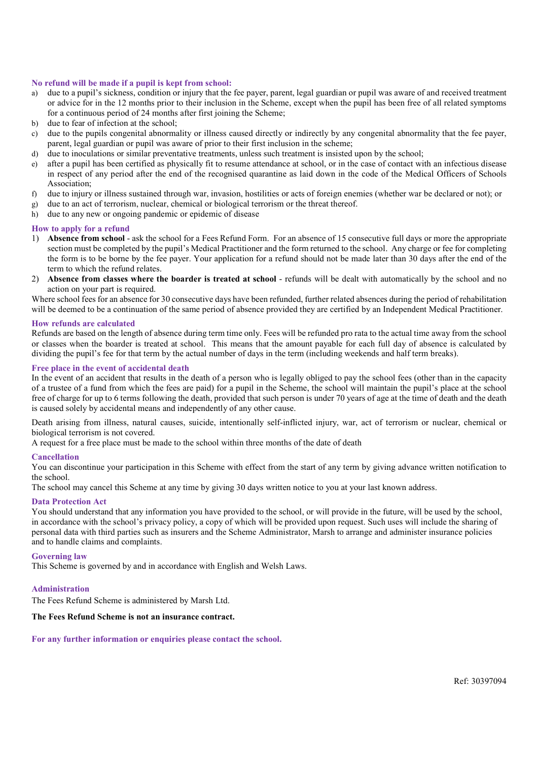### No refund will be made if a pupil is kept from school:

a) due to a pupil's sickness, condition or injury that the fee payer, parent, legal guardian or pupil was aware of and received treatment or advice for in the 12 months prior to their inclusion in the Scheme, except when the pupil has been free of all related symptoms for a continuous period of 24 months after first joining the Scheme;
b) due to fear of infection at the school;
c) due to the pupils congenital abnormality or illness caused directly or indirectly by any congenital abnormality that the fee payer, parent, legal guardian or pupil was aware of prior to their first inclusion in the scheme;
d) due to inoculations or similar preventative treatments, unless such treatment is insisted upon by the school;
e) after a pupil has been certified as physically fit to resume attendance at school, or in the case of contact with an infectious disease in respect of any period after the end of the recognised quarantine as laid down in the code of the Medical Officers of Schools Association;
f) due to injury or illness sustained through war, invasion, hostilities or acts of foreign enemies (whether war be declared or not); or
g) due to an act of terrorism, nuclear, chemical or biological terrorism or the threat thereof.
h) due to any new or ongoing pandemic or epidemic of disease

### How to apply for a refund

1) **Absence from school** - ask the school for a Fees Refund Form. For an absence of 15 consecutive full days or more the appropriate section must be completed by the pupil's Medical Practitioner and the form returned to the school. Any charge or fee for completing the form is to be borne by the fee payer. Your application for a refund should not be made later than 30 days after the end of the term to which the refund relates.
2) **Absence from classes where the boarder is treated at school** - refunds will be dealt with automatically by the school and no action on your part is required.

Where school fees for an absence for 30 consecutive days have been refunded, further related absences during the period of rehabilitation will be deemed to be a continuation of the same period of absence provided they are certified by an Independent Medical Practitioner.

### How refunds are calculated

Refunds are based on the length of absence during term time only. Fees will be refunded pro rata to the actual time away from the school or classes when the boarder is treated at school. This means that the amount payable for each full day of absence is calculated by dividing the pupil's fee for that term by the actual number of days in the term (including weekends and half term breaks).

### Free place in the event of accidental death

In the event of an accident that results in the death of a person who is legally obliged to pay the school fees (other than in the capacity of a trustee of a fund from which the fees are paid) for a pupil in the Scheme, the school will maintain the pupil's place at the school free of charge for up to 6 terms following the death, provided that such person is under 70 years of age at the time of death and the death is caused solely by accidental means and independently of any other cause.

Death arising from illness, natural causes, suicide, intentionally self-inflicted injury, war, act of terrorism or nuclear, chemical or biological terrorism is not covered.

A request for a free place must be made to the school within three months of the date of death

### Cancellation

You can discontinue your participation in this Scheme with effect from the start of any term by giving advance written notification to the school.

The school may cancel this Scheme at any time by giving 30 days written notice to you at your last known address.

### Data Protection Act

You should understand that any information you have provided to the school, or will provide in the future, will be used by the school, in accordance with the school's privacy policy, a copy of which will be provided upon request. Such uses will include the sharing of personal data with third parties such as insurers and the Scheme Administrator, Marsh to arrange and administer insurance policies and to handle claims and complaints.

### Governing law

This Scheme is governed by and in accordance with English and Welsh Laws.

### Administration

The Fees Refund Scheme is administered by Marsh Ltd.

**The Fees Refund Scheme is not an insurance contract.**

**For any further information or enquiries please contact the school.**

Ref: 30397094